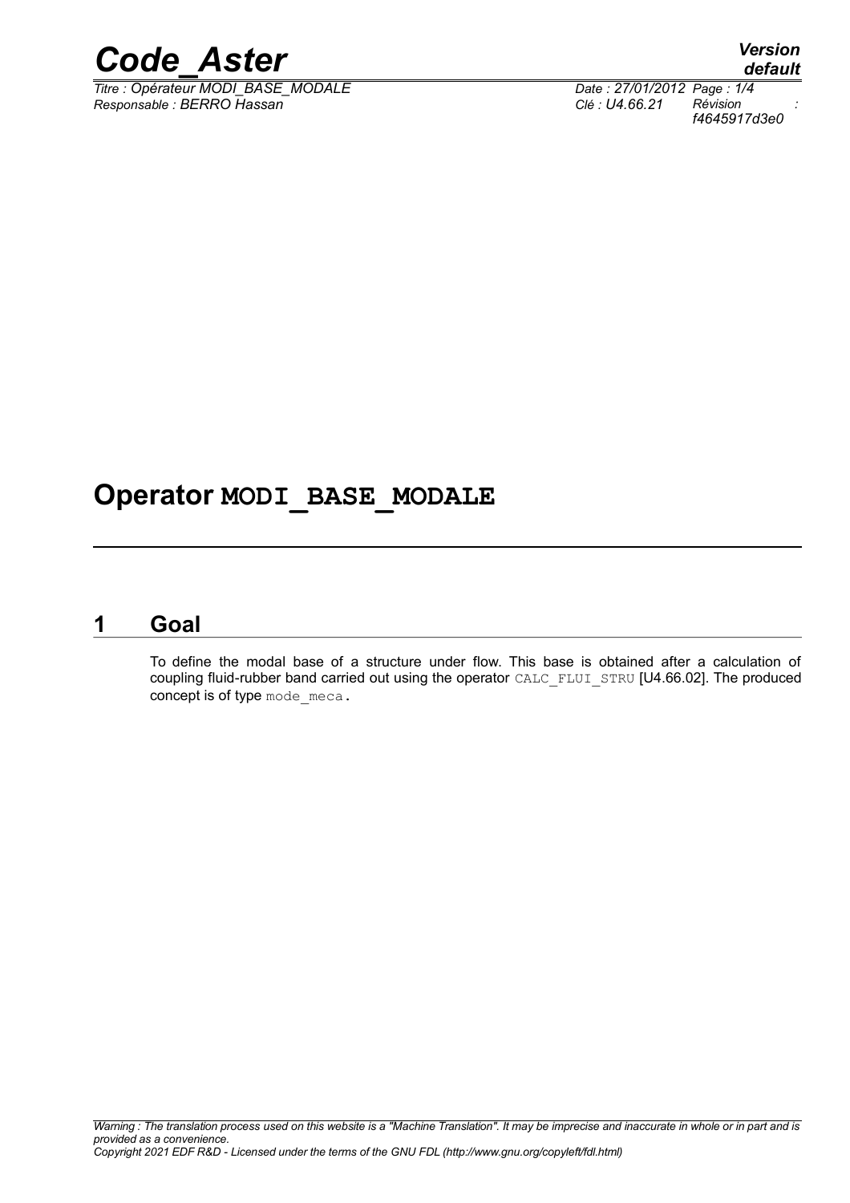# Operator MODI_BASE_MODALE

## 1 Goal

To define the modal base of a structure under flow. This base is obtained after a calculation of coupling fluid-rubber band carried out using the operator CALC_FLUI_STRU [U4.66.02]. The produced concept is of type mode_meca.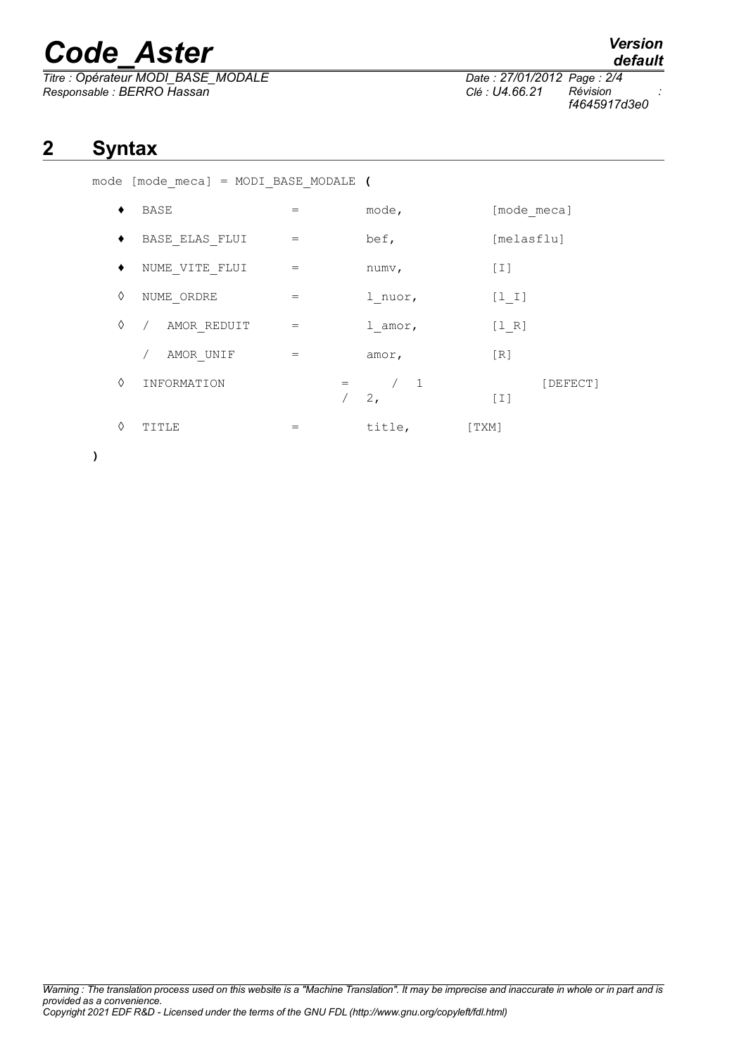## 2 Syntax

```
mode [mode_meca] = MODI_BASE_MODALE (

    ♦  BASE             =    mode,        [mode_meca]

    ♦  BASE_ELAS_FLUI   =    bef,         [melasflu]

    ♦  NUME_VITE_FLUI   =    numv,        [I]

    ◊  NUME_ORDRE       =    l_nuor,      [l_I]

    ◊  /  AMOR_REDUIT   =    l_amor,      [l_R]

       /  AMOR_UNIF     =    amor,        [R]

    ◊  INFORMATION      =    /  1               [DEFECT]
                             /  2,        [I]

    ◊  TITLE            =    title,       [TXM]

)
```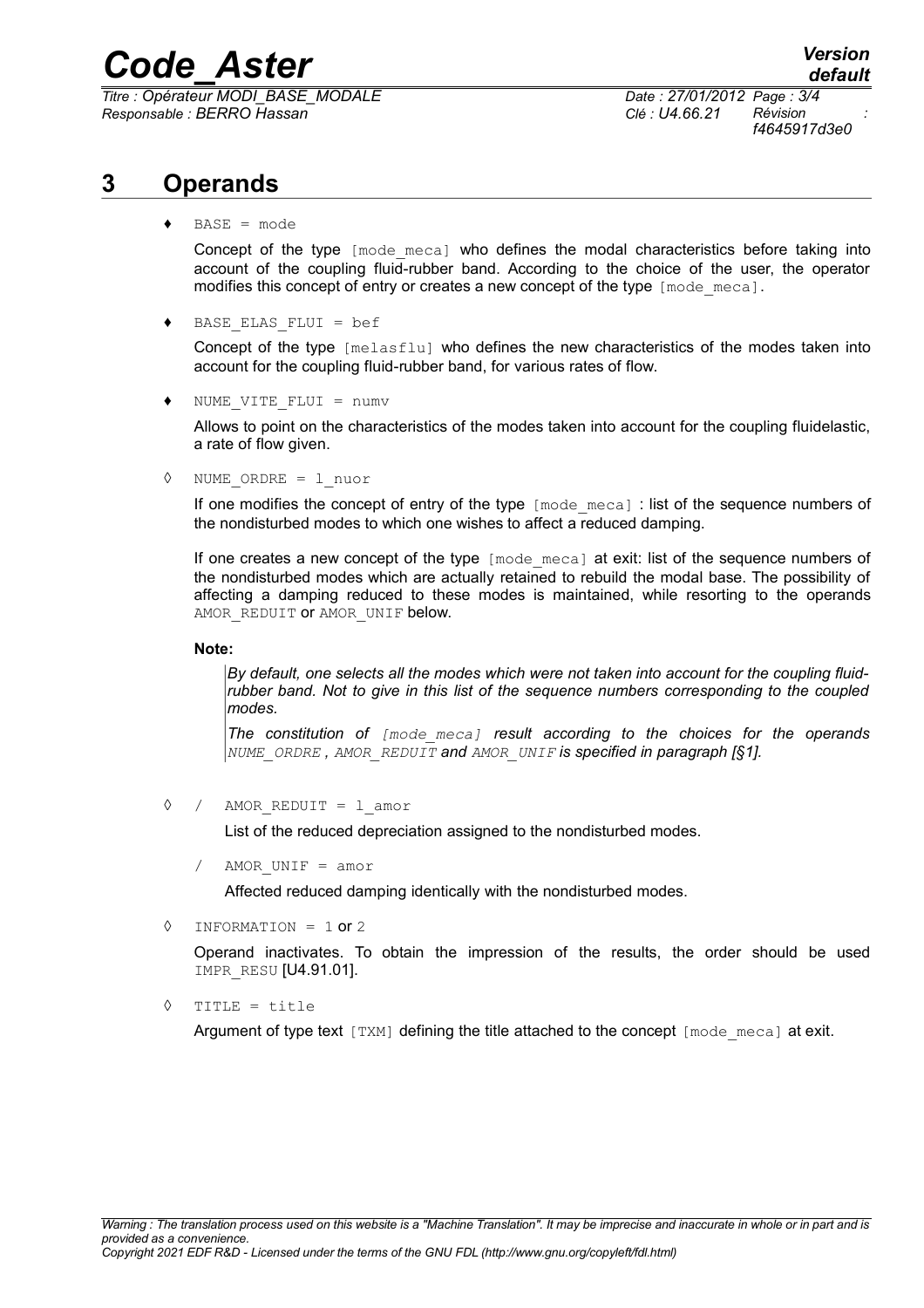# 3 Operands

♦ `BASE = mode`

Concept of the type `[mode_meca]` who defines the modal characteristics before taking into account of the coupling fluid-rubber band. According to the choice of the user, the operator modifies this concept of entry or creates a new concept of the type `[mode_meca]`.

♦ `BASE_ELAS_FLUI = bef`

Concept of the type `[melasflu]` who defines the new characteristics of the modes taken into account for the coupling fluid-rubber band, for various rates of flow.

♦ `NUME_VITE_FLUI = numv`

Allows to point on the characteristics of the modes taken into account for the coupling fluidelastic, a rate of flow given.

◊ `NUME_ORDRE = l_nuor`

If one modifies the concept of entry of the type `[mode_meca]` : list of the sequence numbers of the nondisturbed modes to which one wishes to affect a reduced damping.

If one creates a new concept of the type `[mode_meca]` at exit: list of the sequence numbers of the nondisturbed modes which are actually retained to rebuild the modal base. The possibility of affecting a damping reduced to these modes is maintained, while resorting to the operands `AMOR_REDUIT` or `AMOR_UNIF` below.

**Note:**

> *By default, one selects all the modes which were not taken into account for the coupling fluid-rubber band. Not to give in this list of the sequence numbers corresponding to the coupled modes.*
>
> *The constitution of `[mode_meca]` result according to the choices for the operands `NUME_ORDRE`, `AMOR_REDUIT` and `AMOR_UNIF` is specified in paragraph [§1].*

◊ / `AMOR_REDUIT = l_amor`

List of the reduced depreciation assigned to the nondisturbed modes.

/ `AMOR_UNIF = amor`

Affected reduced damping identically with the nondisturbed modes.

◊ `INFORMATION = 1` or `2`

Operand inactivates. To obtain the impression of the results, the order should be used `IMPR_RESU` [U4.91.01].

◊ `TITLE = title`

Argument of type text `[TXM]` defining the title attached to the concept `[mode_meca]` at exit.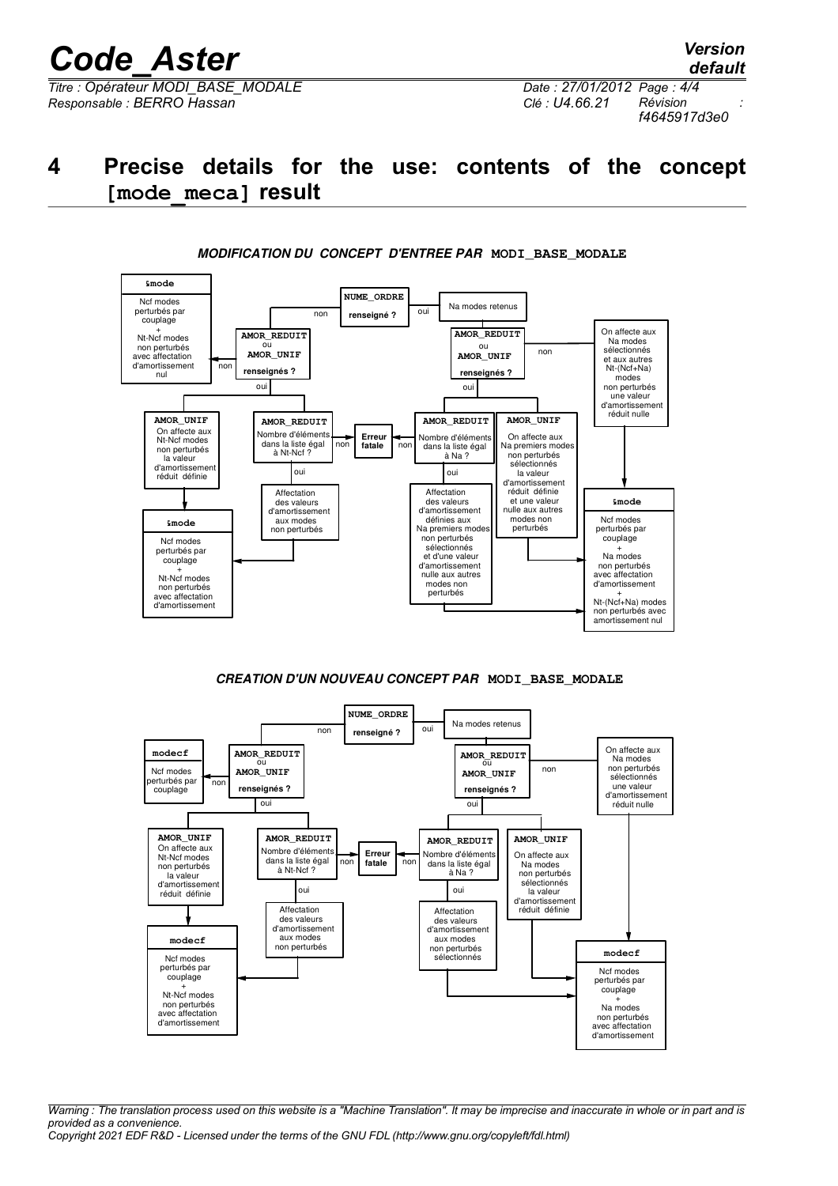# 4 Precise details for the use: contents of the concept [mode_meca] result

**MODIFICATION DU CONCEPT D'ENTREE PAR MODI_BASE_MODALE**

&mode
Ncf modes perturbés par couplage + Nt-Ncf modes non perturbés avec affectation d'amortissement nul

NUME_ORDRE renseigné ?
non
oui
Na modes retenus

AMOR_REDUIT ou AMOR_UNIF renseignés ?
non
oui

AMOR_REDUIT ou AMOR_UNIF renseignés ?
non
oui

On affecte aux Na modes sélectionnés et aux autres Nt-(Ncf+Na) modes non perturbés une valeur d'amortissement réduit nulle

AMOR_UNIF
On affecte aux Nt-Ncf modes non perturbés la valeur d'amortissement réduit définie

AMOR_REDUIT
Nombre d'éléments dans la liste égal à Nt-Ncf ?
non
oui

Erreur fatale

AMOR_REDUIT
Nombre d'éléments dans la liste égal à Na ?
non
oui

AMOR_UNIF
On affecte aux Na premiers modes non perturbés sélectionnés la valeur d'amortissement réduit définie et une valeur nulle aux autres modes non perturbés

Affectation des valeurs d'amortissement aux modes non perturbés

Affectation des valeurs d'amortissement définies aux Na premiers modes non perturbés sélectionnés et d'une valeur d'amortissement nulle aux autres modes non perturbés

&mode
Ncf modes perturbés par couplage + Nt-Ncf modes non perturbés avec affectation d'amortissement

&mode
Ncf modes perturbés par couplage + Na modes non perturbés avec affectation d'amortissement + Nt-(Ncf+Na) modes non perturbés avec amortissement nul

**CREATION D'UN NOUVEAU CONCEPT PAR MODI_BASE_MODALE**

modecf
Ncf modes perturbés par couplage

NUME_ORDRE renseigné ?
non
oui
Na modes retenus

AMOR_REDUIT ou AMOR_UNIF renseignés ?
non
oui

AMOR_REDUIT ou AMOR_UNIF renseignés ?
non
oui

On affecte aux Na modes non perturbés sélectionnés une valeur d'amortissement réduit nulle

AMOR_UNIF
On affecte aux Nt-Ncf modes non perturbés la valeur d'amortissement réduit définie

AMOR_REDUIT
Nombre d'éléments dans la liste égal à Nt-Ncf ?
non
oui

Erreur fatale

AMOR_REDUIT
Nombre d'éléments dans la liste égal à Na ?
non
oui

AMOR_UNIF
On affecte aux Na modes non perturbés sélectionnés la valeur d'amortissement réduit définie

Affectation des valeurs d'amortissement aux modes non perturbés

Affectation des valeurs d'amortissement aux modes non perturbés sélectionnés

modecf
Ncf modes perturbés par couplage + Nt-Ncf modes non perturbés avec affectation d'amortissement

modecf
Ncf modes perturbés par couplage + Na modes non perturbés avec affectation d'amortissement